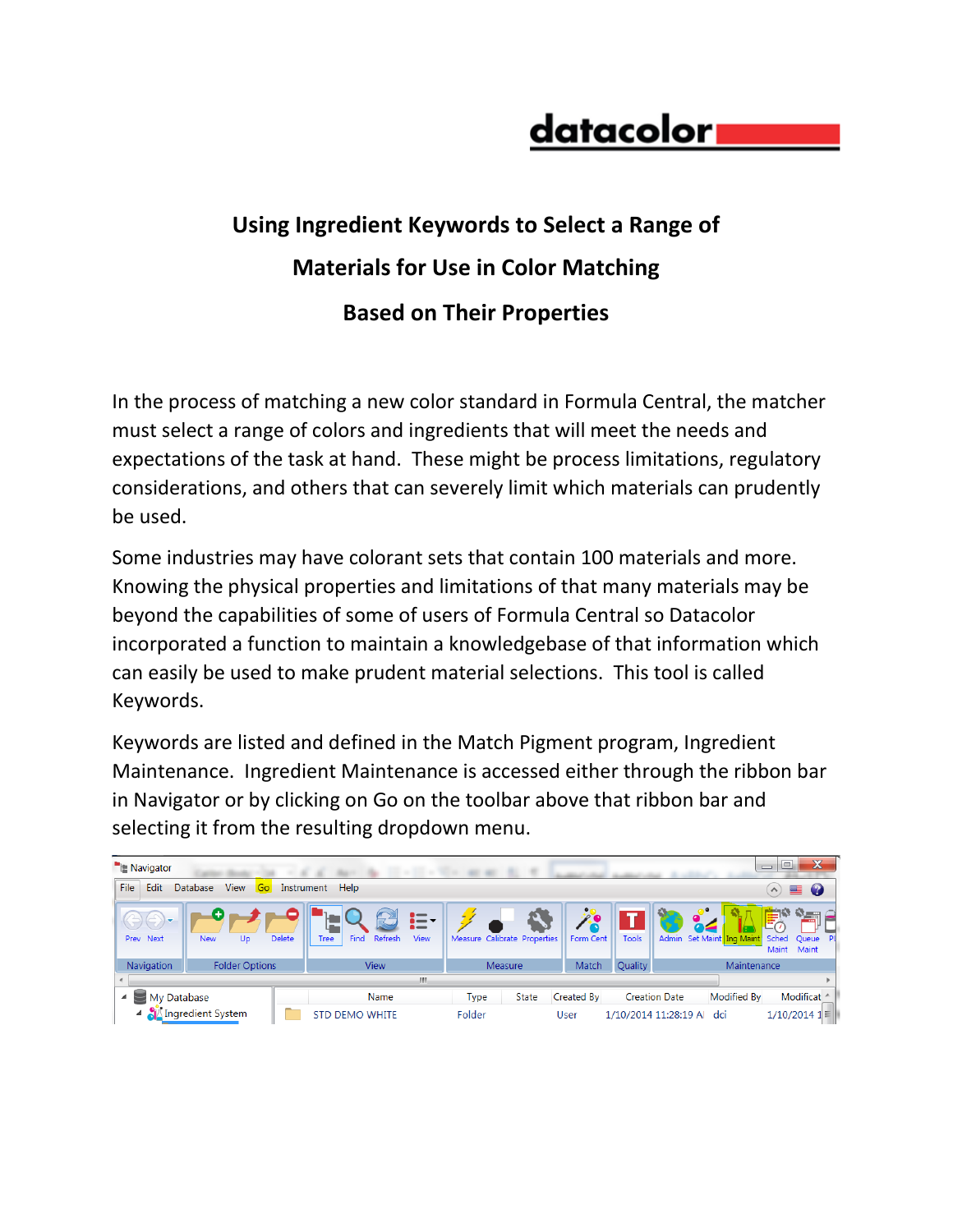# Using Ingredient Keywords to Select a Range of Materials for Use in Color Matching Based on Their Properties

In the process of matching a new color standard in Formula Central, the matcher must select a range of colors and ingredients that will meet the needs and expectations of the task at hand. These might be process limitations, regulatory considerations, and others that can severely limit which materials can prudently be used.

Some industries may have colorant sets that contain 100 materials and more. Knowing the physical properties and limitations of that many materials may be beyond the capabilities of some of users of Formula Central so Datacolor incorporated a function to maintain a knowledgebase of that information which can easily be used to make prudent material selections. This tool is called Keywords.

Keywords are listed and defined in the Match Pigment program, Ingredient Maintenance. Ingredient Maintenance is accessed either through the ribbon bar in Navigator or by clicking on Go on the toolbar above that ribbon bar and selecting it from the resulting dropdown menu.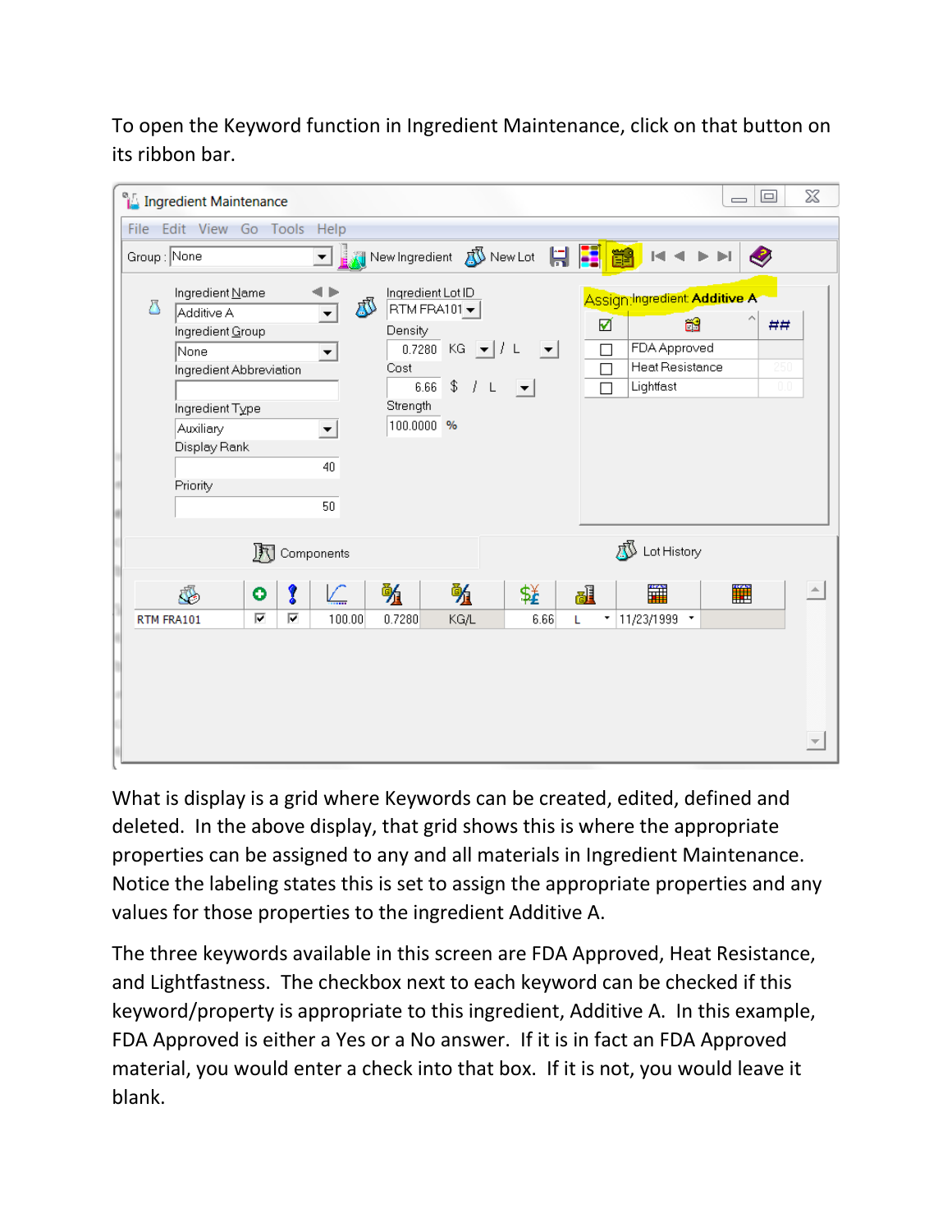To open the Keyword function in Ingredient Maintenance, click on that button on its ribbon bar.

What is display is a grid where Keywords can be created, edited, defined and deleted. In the above display, that grid shows this is where the appropriate properties can be assigned to any and all materials in Ingredient Maintenance. Notice the labeling states this is set to assign the appropriate properties and any values for those properties to the ingredient Additive A.

The three keywords available in this screen are FDA Approved, Heat Resistance, and Lightfastness. The checkbox next to each keyword can be checked if this keyword/property is appropriate to this ingredient, Additive A. In this example, FDA Approved is either a Yes or a No answer. If it is in fact an FDA Approved material, you would enter a check into that box. If it is not, you would leave it blank.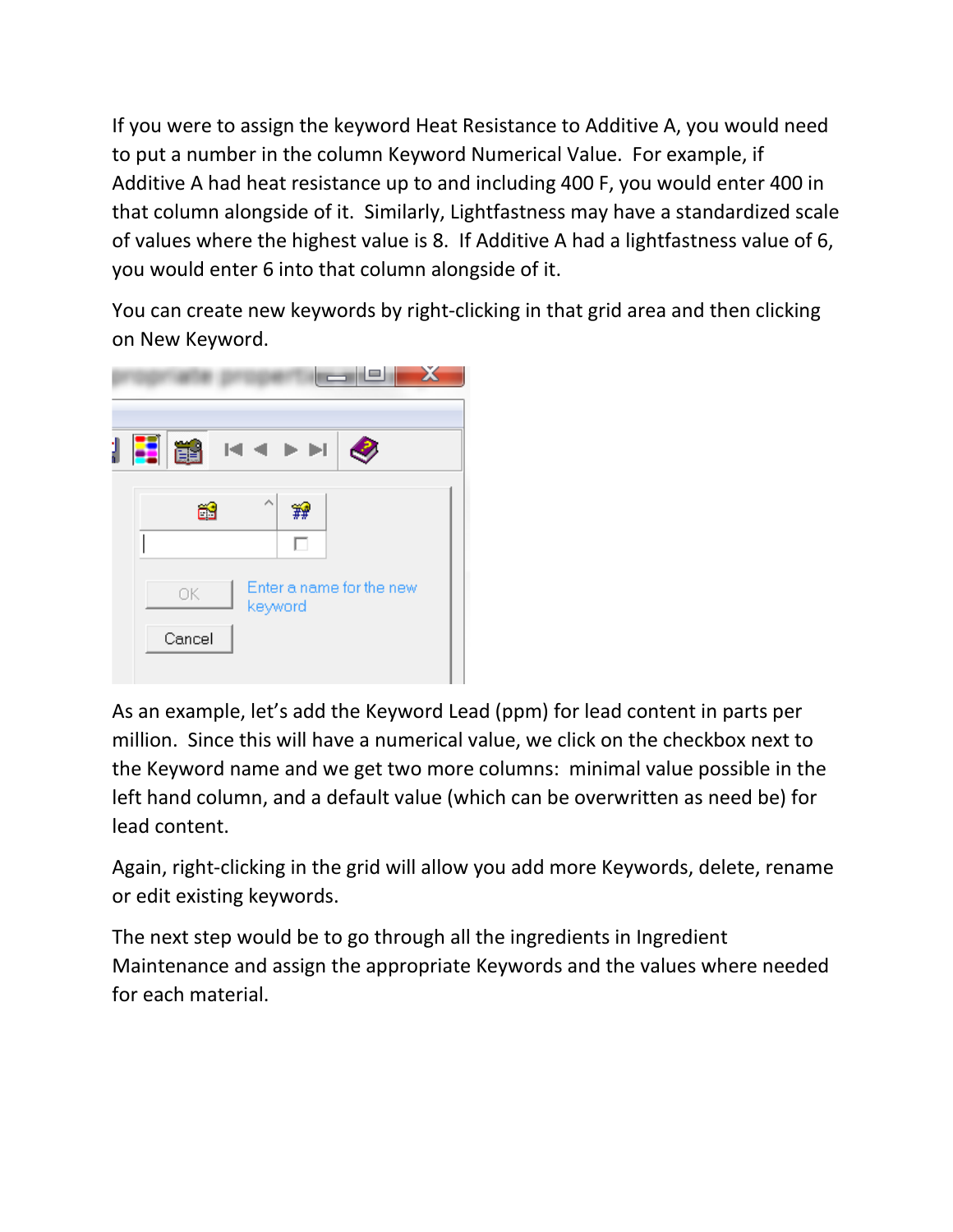If you were to assign the keyword Heat Resistance to Additive A, you would need to put a number in the column Keyword Numerical Value. For example, if Additive A had heat resistance up to and including 400 F, you would enter 400 in that column alongside of it. Similarly, Lightfastness may have a standardized scale of values where the highest value is 8. If Additive A had a lightfastness value of 6, you would enter 6 into that column alongside of it.

You can create new keywords by right-clicking in that grid area and then clicking on New Keyword.

As an example, let's add the Keyword Lead (ppm) for lead content in parts per million. Since this will have a numerical value, we click on the checkbox next to the Keyword name and we get two more columns: minimal value possible in the left hand column, and a default value (which can be overwritten as need be) for lead content.

Again, right-clicking in the grid will allow you add more Keywords, delete, rename or edit existing keywords.

The next step would be to go through all the ingredients in Ingredient Maintenance and assign the appropriate Keywords and the values where needed for each material.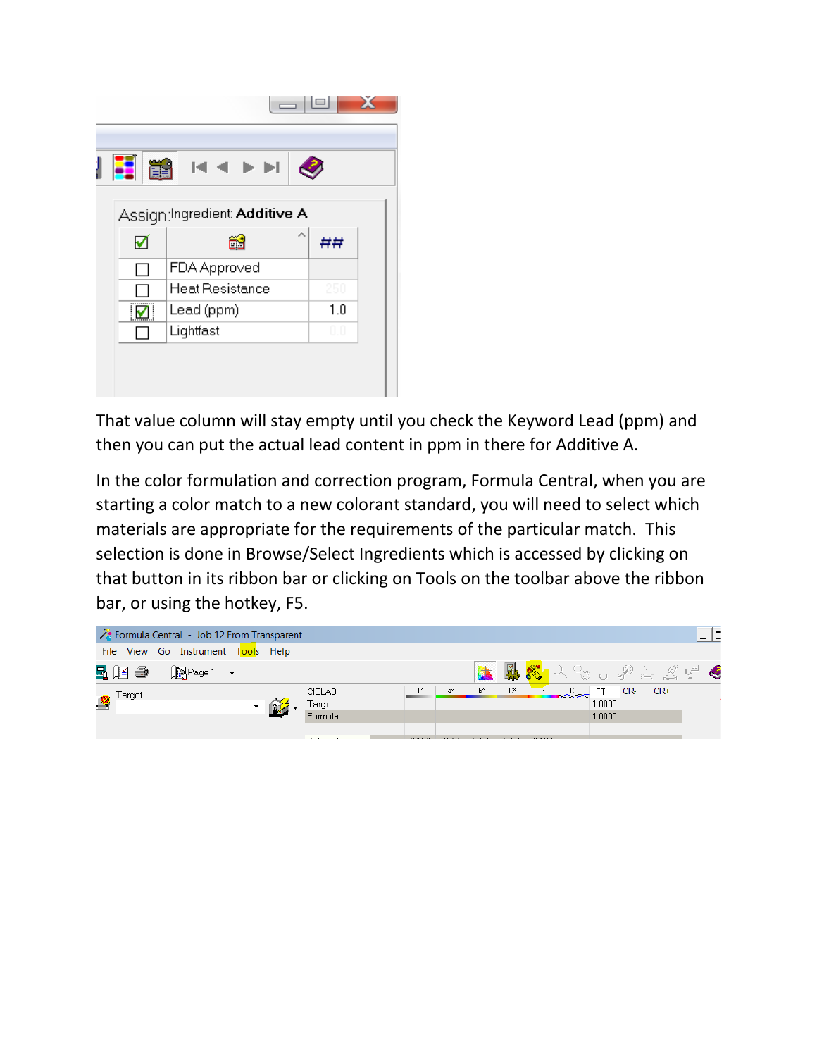That value column will stay empty until you check the Keyword Lead (ppm) and then you can put the actual lead content in ppm in there for Additive A.

In the color formulation and correction program, Formula Central, when you are starting a color match to a new colorant standard, you will need to select which materials are appropriate for the requirements of the particular match. This selection is done in Browse/Select Ingredients which is accessed by clicking on that button in its ribbon bar or clicking on Tools on the toolbar above the ribbon bar, or using the hotkey, F5.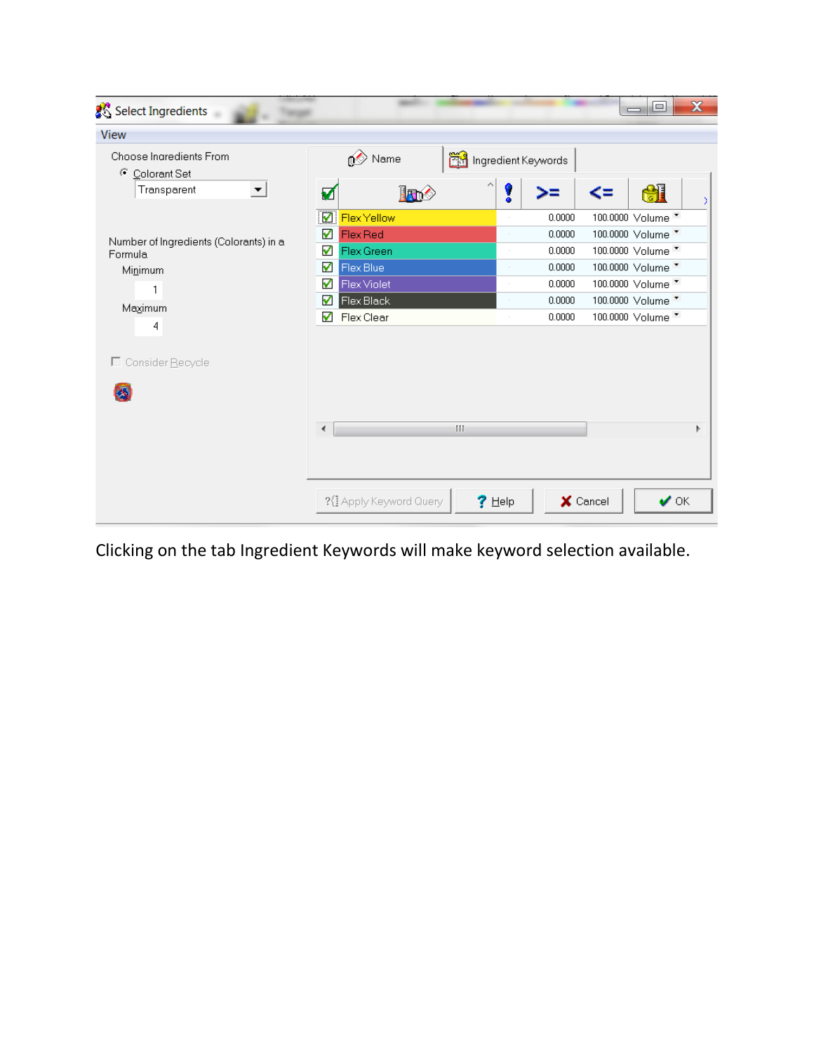Select Ingredients

View

Choose Ingredients From

Colorant Set

Transparent

Number of Ingredients (Colorants) in a Formula

Minimum

1

Maximum

4

Consider Recycle

Name | Ingredient Keywords

| ✓ | Name | ! | >= | <= | |
|---|---|---|---|---|---|
| ✓ | Flex Yellow | · | 0.0000 | 100.0000 | Volume |
| ✓ | Flex Red | · | 0.0000 | 100.0000 | Volume |
| ✓ | Flex Green | · | 0.0000 | 100.0000 | Volume |
| ✓ | Flex Blue | · | 0.0000 | 100.0000 | Volume |
| ✓ | Flex Violet | · | 0.0000 | 100.0000 | Volume |
| ✓ | Flex Black | · | 0.0000 | 100.0000 | Volume |
| ✓ | Flex Clear | · | 0.0000 | 100.0000 | Volume |

Apply Keyword Query | Help | Cancel | OK

Clicking on the tab Ingredient Keywords will make keyword selection available.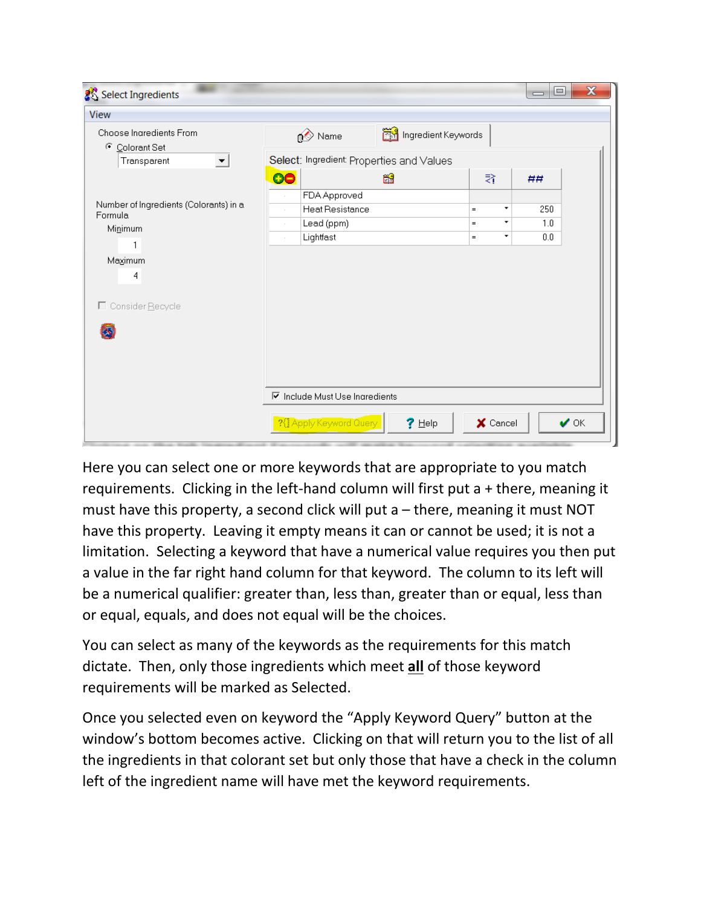Here you can select one or more keywords that are appropriate to you match requirements. Clicking in the left-hand column will first put a + there, meaning it must have this property, a second click will put a – there, meaning it must NOT have this property. Leaving it empty means it can or cannot be used; it is not a limitation. Selecting a keyword that have a numerical value requires you then put a value in the far right hand column for that keyword. The column to its left will be a numerical qualifier: greater than, less than, greater than or equal, less than or equal, equals, and does not equal will be the choices.

You can select as many of the keywords as the requirements for this match dictate. Then, only those ingredients which meet **all** of those keyword requirements will be marked as Selected.

Once you selected even on keyword the "Apply Keyword Query" button at the window's bottom becomes active. Clicking on that will return you to the list of all the ingredients in that colorant set but only those that have a check in the column left of the ingredient name will have met the keyword requirements.